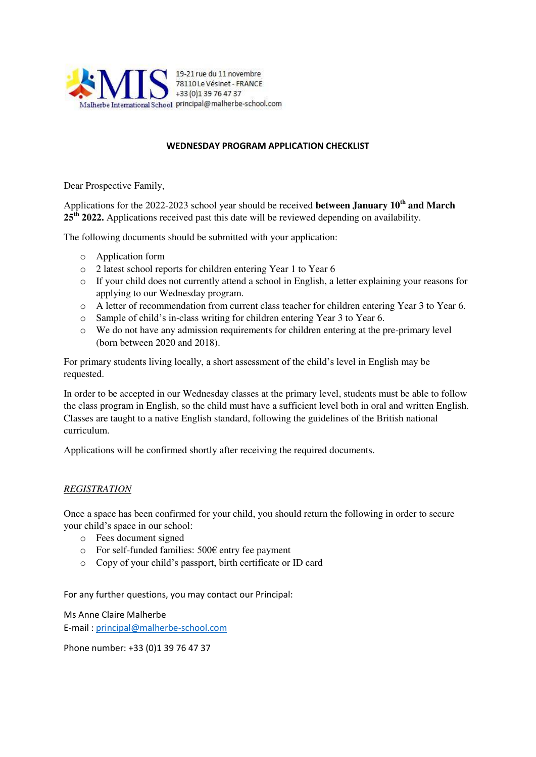MIS
Malherbe International School

19-21 rue du 11 novembre
78110 Le Vésinet - FRANCE
+33 (0)1 39 76 47 37
principal@malherbe-school.com

**WEDNESDAY PROGRAM APPLICATION CHECKLIST**

Dear Prospective Family,

Applications for the 2022-2023 school year should be received **between January 10th and March 25th 2022.** Applications received past this date will be reviewed depending on availability.

The following documents should be submitted with your application:

- Application form
- 2 latest school reports for children entering Year 1 to Year 6
- If your child does not currently attend a school in English, a letter explaining your reasons for applying to our Wednesday program.
- A letter of recommendation from current class teacher for children entering Year 3 to Year 6.
- Sample of child's in-class writing for children entering Year 3 to Year 6.
- We do not have any admission requirements for children entering at the pre-primary level (born between 2020 and 2018).

For primary students living locally, a short assessment of the child's level in English may be requested.

In order to be accepted in our Wednesday classes at the primary level, students must be able to follow the class program in English, so the child must have a sufficient level both in oral and written English. Classes are taught to a native English standard, following the guidelines of the British national curriculum.

Applications will be confirmed shortly after receiving the required documents.

*REGISTRATION*

Once a space has been confirmed for your child, you should return the following in order to secure your child's space in our school:

- Fees document signed
- For self-funded families: 500€ entry fee payment
- Copy of your child's passport, birth certificate or ID card

For any further questions, you may contact our Principal:

Ms Anne Claire Malherbe
E-mail : principal@malherbe-school.com

Phone number: +33 (0)1 39 76 47 37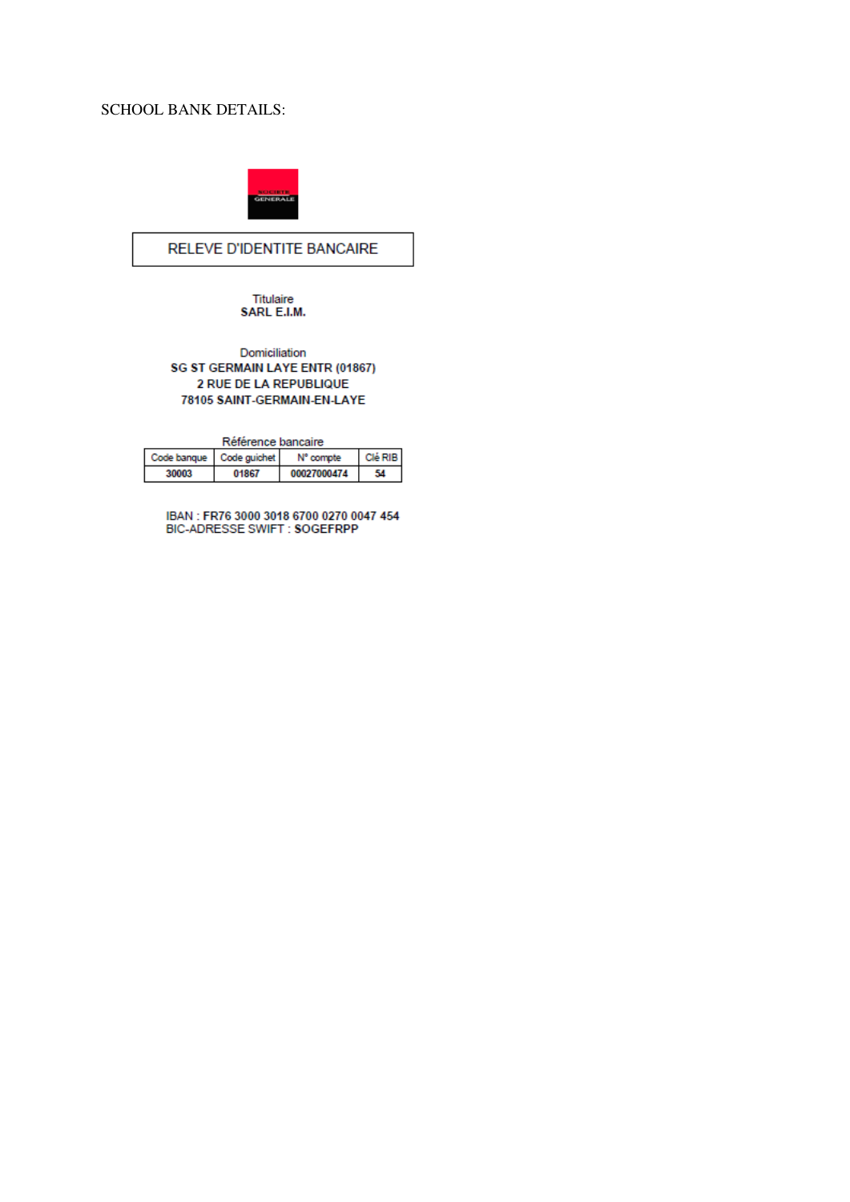SCHOOL BANK DETAILS:

SOCIETE GENERALE

RELEVE D'IDENTITE BANCAIRE

Titulaire
**SARL E.I.M.**

Domiciliation
**SG ST GERMAIN LAYE ENTR (01867)**
**2 RUE DE LA REPUBLIQUE**
**78105 SAINT-GERMAIN-EN-LAYE**

Référence bancaire

| Code banque | Code guichet | N° compte | Clé RIB |
|---|---|---|---|
| **30003** | **01867** | **00027000474** | **54** |

IBAN : **FR76 3000 3018 6700 0270 0047 454**
BIC-ADRESSE SWIFT : **SOGEFRPP**